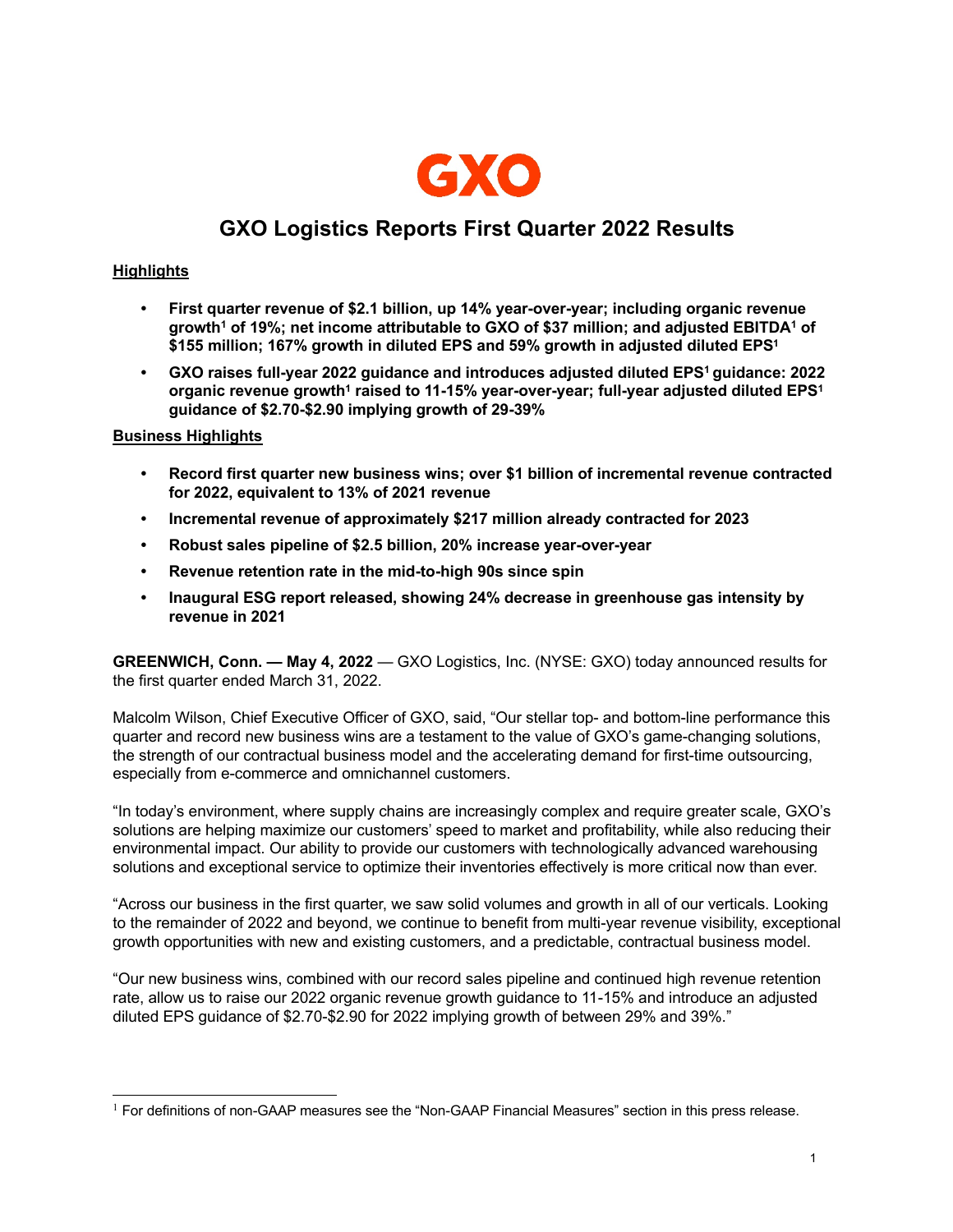GXO

# GXO Logistics Reports First Quarter 2022 Results

**Highlights**

- **First quarter revenue of $2.1 billion, up 14% year-over-year; including organic revenue growth[1] of 19%; net income attributable to GXO of $37 million; and adjusted EBITDA[1] of $155 million; 167% growth in diluted EPS and 59% growth in adjusted diluted EPS[1]**
- **GXO raises full-year 2022 guidance and introduces adjusted diluted EPS[1] guidance: 2022 organic revenue growth[1] raised to 11-15% year-over-year; full-year adjusted diluted EPS[1] guidance of $2.70-$2.90 implying growth of 29-39%**

**Business Highlights**

- **Record first quarter new business wins; over $1 billion of incremental revenue contracted for 2022, equivalent to 13% of 2021 revenue**
- **Incremental revenue of approximately $217 million already contracted for 2023**
- **Robust sales pipeline of $2.5 billion, 20% increase year-over-year**
- **Revenue retention rate in the mid-to-high 90s since spin**
- **Inaugural ESG report released, showing 24% decrease in greenhouse gas intensity by revenue in 2021**

**GREENWICH, Conn. — May 4, 2022** — GXO Logistics, Inc. (NYSE: GXO) today announced results for the first quarter ended March 31, 2022.

Malcolm Wilson, Chief Executive Officer of GXO, said, "Our stellar top- and bottom-line performance this quarter and record new business wins are a testament to the value of GXO's game-changing solutions, the strength of our contractual business model and the accelerating demand for first-time outsourcing, especially from e-commerce and omnichannel customers.

"In today's environment, where supply chains are increasingly complex and require greater scale, GXO's solutions are helping maximize our customers' speed to market and profitability, while also reducing their environmental impact. Our ability to provide our customers with technologically advanced warehousing solutions and exceptional service to optimize their inventories effectively is more critical now than ever.

"Across our business in the first quarter, we saw solid volumes and growth in all of our verticals. Looking to the remainder of 2022 and beyond, we continue to benefit from multi-year revenue visibility, exceptional growth opportunities with new and existing customers, and a predictable, contractual business model.

"Our new business wins, combined with our record sales pipeline and continued high revenue retention rate, allow us to raise our 2022 organic revenue growth guidance to 11-15% and introduce an adjusted diluted EPS guidance of $2.70-$2.90 for 2022 implying growth of between 29% and 39%."

---

[1] For definitions of non-GAAP measures see the "Non-GAAP Financial Measures" section in this press release.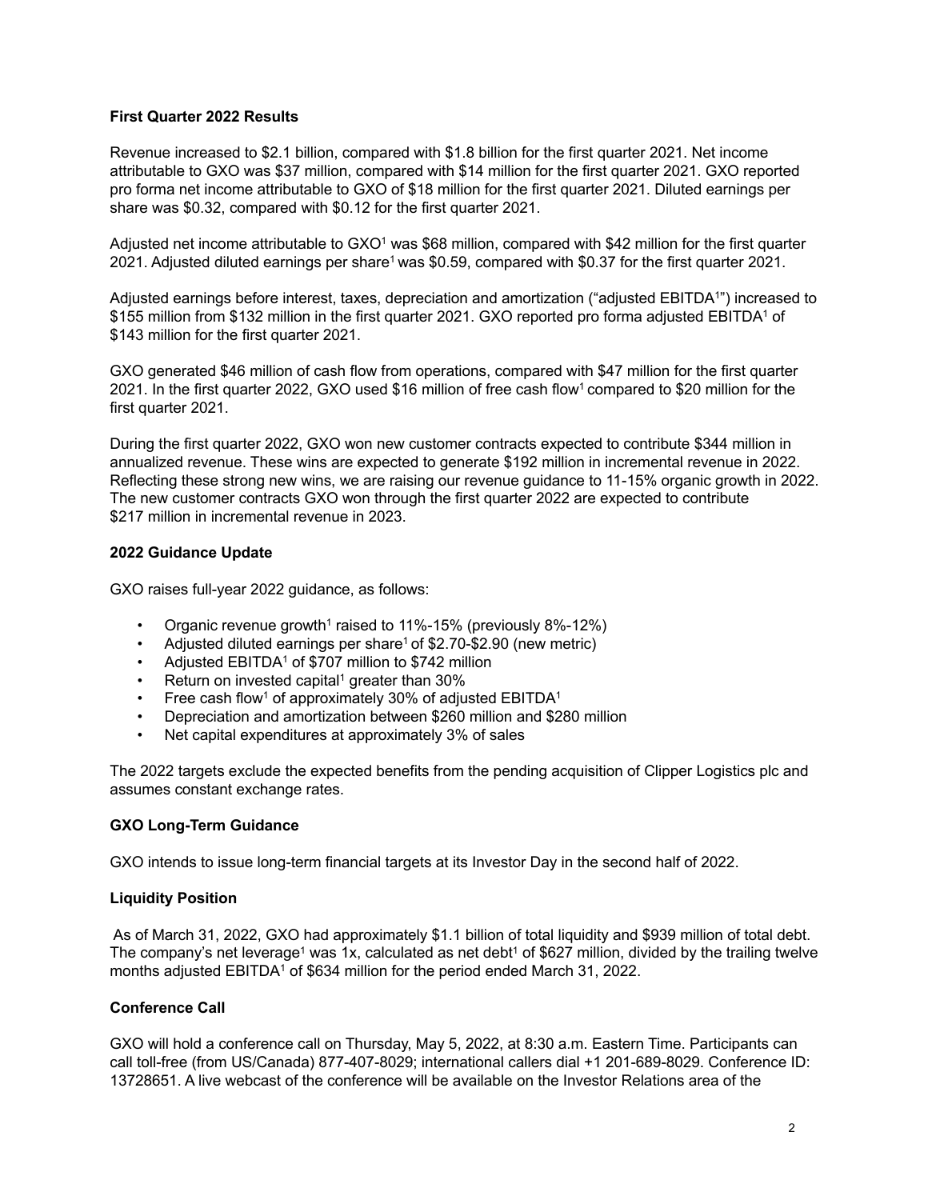**First Quarter 2022 Results**

Revenue increased to $2.1 billion, compared with $1.8 billion for the first quarter 2021. Net income attributable to GXO was $37 million, compared with $14 million for the first quarter 2021. GXO reported pro forma net income attributable to GXO of $18 million for the first quarter 2021. Diluted earnings per share was $0.32, compared with $0.12 for the first quarter 2021.

Adjusted net income attributable to GXO[1] was $68 million, compared with $42 million for the first quarter 2021. Adjusted diluted earnings per share[1] was $0.59, compared with $0.37 for the first quarter 2021.

Adjusted earnings before interest, taxes, depreciation and amortization ("adjusted EBITDA[1]") increased to $155 million from $132 million in the first quarter 2021. GXO reported pro forma adjusted EBITDA[1] of $143 million for the first quarter 2021.

GXO generated $46 million of cash flow from operations, compared with $47 million for the first quarter 2021. In the first quarter 2022, GXO used $16 million of free cash flow[1] compared to $20 million for the first quarter 2021.

During the first quarter 2022, GXO won new customer contracts expected to contribute $344 million in annualized revenue. These wins are expected to generate $192 million in incremental revenue in 2022. Reflecting these strong new wins, we are raising our revenue guidance to 11-15% organic growth in 2022. The new customer contracts GXO won through the first quarter 2022 are expected to contribute $217 million in incremental revenue in 2023.

**2022 Guidance Update**

GXO raises full-year 2022 guidance, as follows:

- Organic revenue growth[1] raised to 11%-15% (previously 8%-12%)
- Adjusted diluted earnings per share[1] of $2.70-$2.90 (new metric)
- Adjusted EBITDA[1] of $707 million to $742 million
- Return on invested capital[1] greater than 30%
- Free cash flow[1] of approximately 30% of adjusted EBITDA[1]
- Depreciation and amortization between $260 million and $280 million
- Net capital expenditures at approximately 3% of sales

The 2022 targets exclude the expected benefits from the pending acquisition of Clipper Logistics plc and assumes constant exchange rates.

**GXO Long-Term Guidance**

GXO intends to issue long-term financial targets at its Investor Day in the second half of 2022.

**Liquidity Position**

As of March 31, 2022, GXO had approximately $1.1 billion of total liquidity and $939 million of total debt. The company's net leverage[1] was 1x, calculated as net debt[1] of $627 million, divided by the trailing twelve months adjusted EBITDA[1] of $634 million for the period ended March 31, 2022.

**Conference Call**

GXO will hold a conference call on Thursday, May 5, 2022, at 8:30 a.m. Eastern Time. Participants can call toll-free (from US/Canada) 877-407-8029; international callers dial +1 201-689-8029. Conference ID: 13728651. A live webcast of the conference will be available on the Investor Relations area of the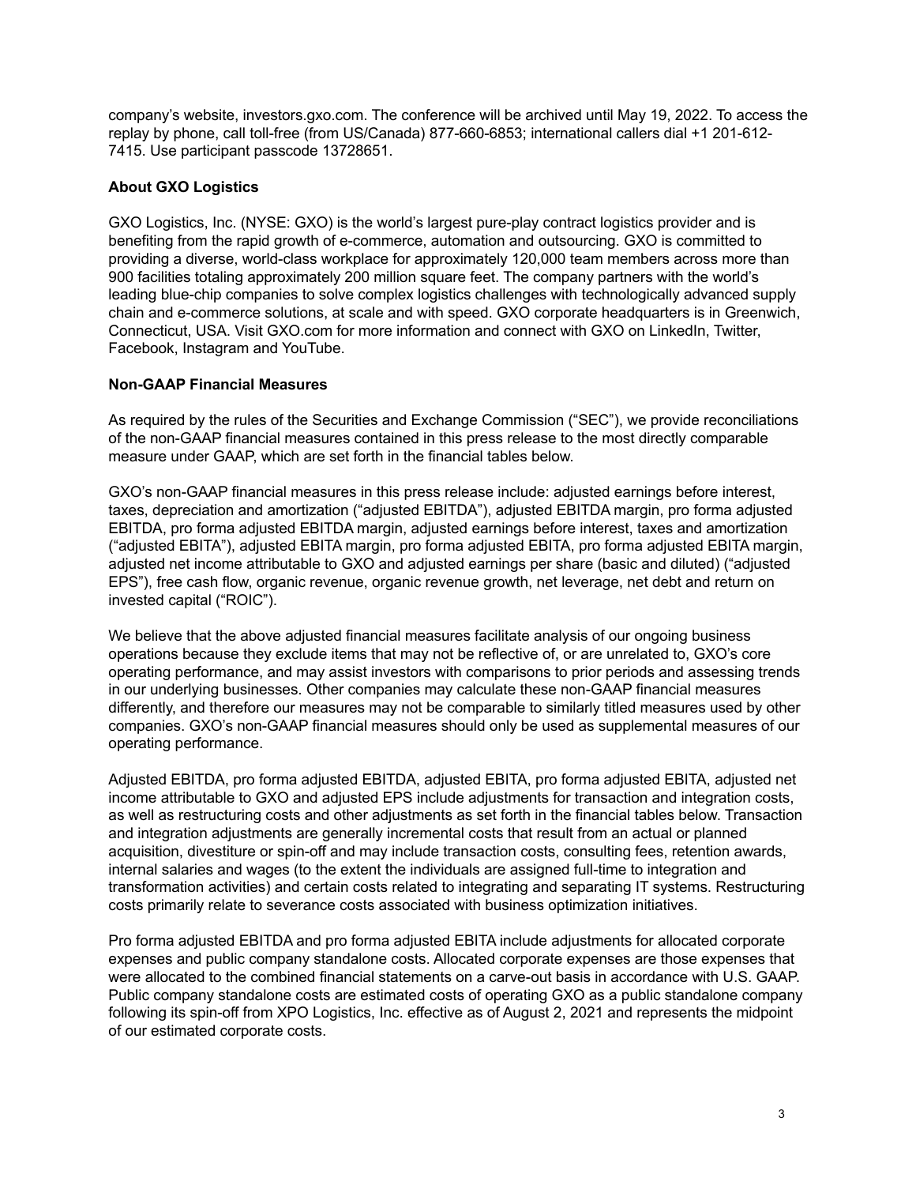company's website, investors.gxo.com. The conference will be archived until May 19, 2022. To access the replay by phone, call toll-free (from US/Canada) 877-660-6853; international callers dial +1 201-612-7415. Use participant passcode 13728651.

**About GXO Logistics**

GXO Logistics, Inc. (NYSE: GXO) is the world's largest pure-play contract logistics provider and is benefiting from the rapid growth of e-commerce, automation and outsourcing. GXO is committed to providing a diverse, world-class workplace for approximately 120,000 team members across more than 900 facilities totaling approximately 200 million square feet. The company partners with the world's leading blue-chip companies to solve complex logistics challenges with technologically advanced supply chain and e-commerce solutions, at scale and with speed. GXO corporate headquarters is in Greenwich, Connecticut, USA. Visit GXO.com for more information and connect with GXO on LinkedIn, Twitter, Facebook, Instagram and YouTube.

**Non-GAAP Financial Measures**

As required by the rules of the Securities and Exchange Commission ("SEC"), we provide reconciliations of the non-GAAP financial measures contained in this press release to the most directly comparable measure under GAAP, which are set forth in the financial tables below.

GXO's non-GAAP financial measures in this press release include: adjusted earnings before interest, taxes, depreciation and amortization ("adjusted EBITDA"), adjusted EBITDA margin, pro forma adjusted EBITDA, pro forma adjusted EBITDA margin, adjusted earnings before interest, taxes and amortization ("adjusted EBITA"), adjusted EBITA margin, pro forma adjusted EBITA, pro forma adjusted EBITA margin, adjusted net income attributable to GXO and adjusted earnings per share (basic and diluted) ("adjusted EPS"), free cash flow, organic revenue, organic revenue growth, net leverage, net debt and return on invested capital ("ROIC").

We believe that the above adjusted financial measures facilitate analysis of our ongoing business operations because they exclude items that may not be reflective of, or are unrelated to, GXO's core operating performance, and may assist investors with comparisons to prior periods and assessing trends in our underlying businesses. Other companies may calculate these non-GAAP financial measures differently, and therefore our measures may not be comparable to similarly titled measures used by other companies. GXO's non-GAAP financial measures should only be used as supplemental measures of our operating performance.

Adjusted EBITDA, pro forma adjusted EBITDA, adjusted EBITA, pro forma adjusted EBITA, adjusted net income attributable to GXO and adjusted EPS include adjustments for transaction and integration costs, as well as restructuring costs and other adjustments as set forth in the financial tables below. Transaction and integration adjustments are generally incremental costs that result from an actual or planned acquisition, divestiture or spin-off and may include transaction costs, consulting fees, retention awards, internal salaries and wages (to the extent the individuals are assigned full-time to integration and transformation activities) and certain costs related to integrating and separating IT systems. Restructuring costs primarily relate to severance costs associated with business optimization initiatives.

Pro forma adjusted EBITDA and pro forma adjusted EBITA include adjustments for allocated corporate expenses and public company standalone costs. Allocated corporate expenses are those expenses that were allocated to the combined financial statements on a carve-out basis in accordance with U.S. GAAP. Public company standalone costs are estimated costs of operating GXO as a public standalone company following its spin-off from XPO Logistics, Inc. effective as of August 2, 2021 and represents the midpoint of our estimated corporate costs.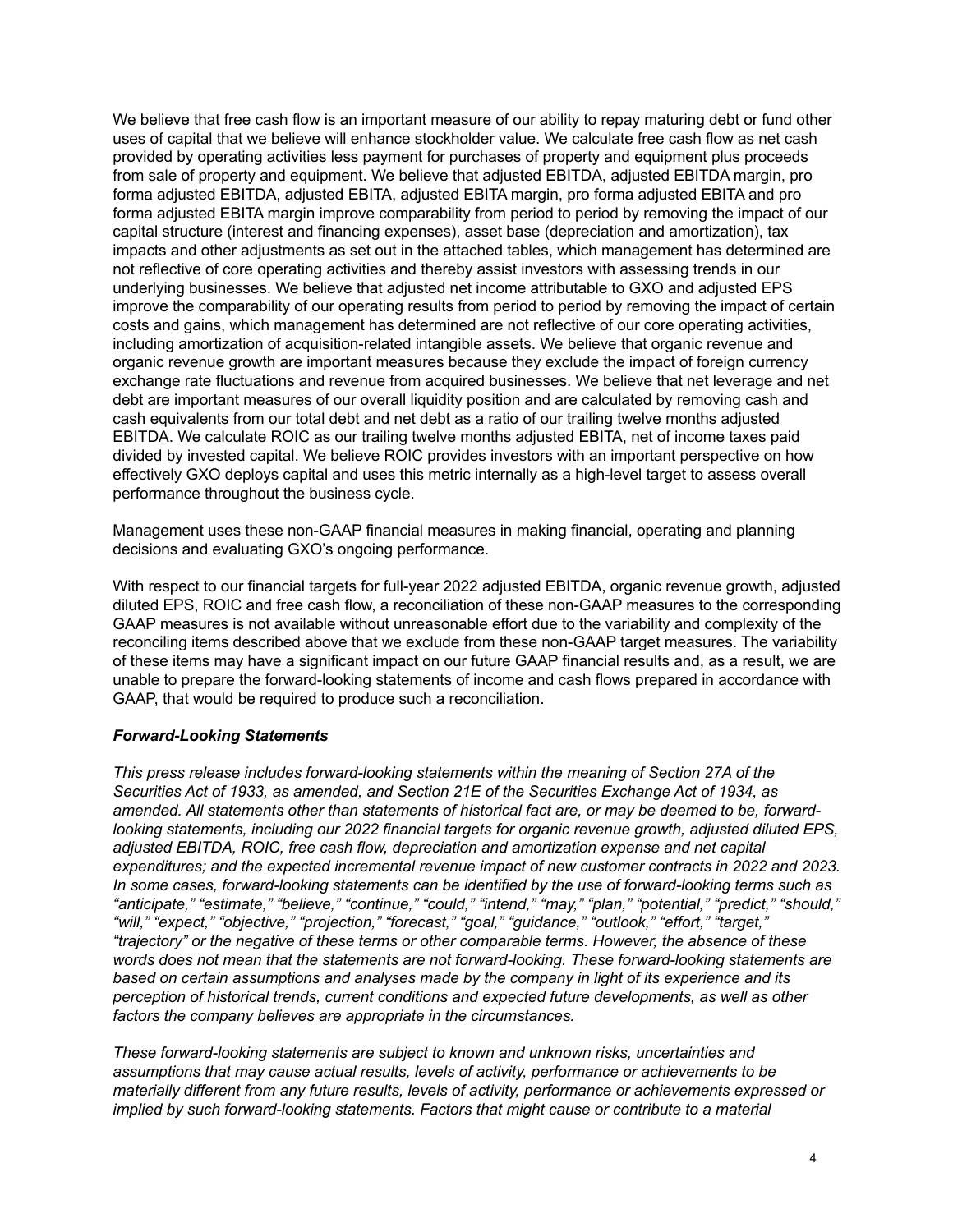We believe that free cash flow is an important measure of our ability to repay maturing debt or fund other uses of capital that we believe will enhance stockholder value. We calculate free cash flow as net cash provided by operating activities less payment for purchases of property and equipment plus proceeds from sale of property and equipment. We believe that adjusted EBITDA, adjusted EBITDA margin, pro forma adjusted EBITDA, adjusted EBITA, adjusted EBITA margin, pro forma adjusted EBITA and pro forma adjusted EBITA margin improve comparability from period to period by removing the impact of our capital structure (interest and financing expenses), asset base (depreciation and amortization), tax impacts and other adjustments as set out in the attached tables, which management has determined are not reflective of core operating activities and thereby assist investors with assessing trends in our underlying businesses. We believe that adjusted net income attributable to GXO and adjusted EPS improve the comparability of our operating results from period to period by removing the impact of certain costs and gains, which management has determined are not reflective of our core operating activities, including amortization of acquisition-related intangible assets. We believe that organic revenue and organic revenue growth are important measures because they exclude the impact of foreign currency exchange rate fluctuations and revenue from acquired businesses. We believe that net leverage and net debt are important measures of our overall liquidity position and are calculated by removing cash and cash equivalents from our total debt and net debt as a ratio of our trailing twelve months adjusted EBITDA. We calculate ROIC as our trailing twelve months adjusted EBITA, net of income taxes paid divided by invested capital. We believe ROIC provides investors with an important perspective on how effectively GXO deploys capital and uses this metric internally as a high-level target to assess overall performance throughout the business cycle.

Management uses these non-GAAP financial measures in making financial, operating and planning decisions and evaluating GXO's ongoing performance.

With respect to our financial targets for full-year 2022 adjusted EBITDA, organic revenue growth, adjusted diluted EPS, ROIC and free cash flow, a reconciliation of these non-GAAP measures to the corresponding GAAP measures is not available without unreasonable effort due to the variability and complexity of the reconciling items described above that we exclude from these non-GAAP target measures. The variability of these items may have a significant impact on our future GAAP financial results and, as a result, we are unable to prepare the forward-looking statements of income and cash flows prepared in accordance with GAAP, that would be required to produce such a reconciliation.

***Forward-Looking Statements***

*This press release includes forward-looking statements within the meaning of Section 27A of the Securities Act of 1933, as amended, and Section 21E of the Securities Exchange Act of 1934, as amended. All statements other than statements of historical fact are, or may be deemed to be, forward-looking statements, including our 2022 financial targets for organic revenue growth, adjusted diluted EPS, adjusted EBITDA, ROIC, free cash flow, depreciation and amortization expense and net capital expenditures; and the expected incremental revenue impact of new customer contracts in 2022 and 2023. In some cases, forward-looking statements can be identified by the use of forward-looking terms such as "anticipate," "estimate," "believe," "continue," "could," "intend," "may," "plan," "potential," "predict," "should," "will," "expect," "objective," "projection," "forecast," "goal," "guidance," "outlook," "effort," "target," "trajectory" or the negative of these terms or other comparable terms. However, the absence of these words does not mean that the statements are not forward-looking. These forward-looking statements are based on certain assumptions and analyses made by the company in light of its experience and its perception of historical trends, current conditions and expected future developments, as well as other factors the company believes are appropriate in the circumstances.*

*These forward-looking statements are subject to known and unknown risks, uncertainties and assumptions that may cause actual results, levels of activity, performance or achievements to be materially different from any future results, levels of activity, performance or achievements expressed or implied by such forward-looking statements. Factors that might cause or contribute to a material*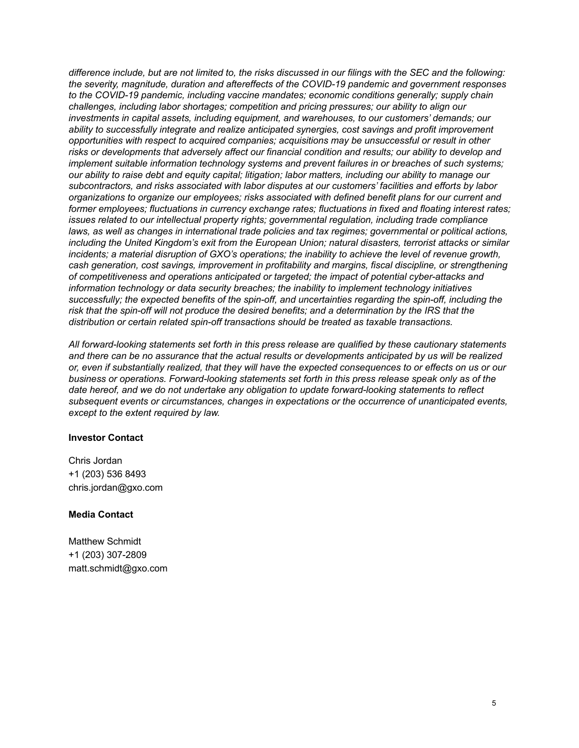*difference include, but are not limited to, the risks discussed in our filings with the SEC and the following: the severity, magnitude, duration and aftereffects of the COVID-19 pandemic and government responses to the COVID-19 pandemic, including vaccine mandates; economic conditions generally; supply chain challenges, including labor shortages; competition and pricing pressures; our ability to align our investments in capital assets, including equipment, and warehouses, to our customers' demands; our ability to successfully integrate and realize anticipated synergies, cost savings and profit improvement opportunities with respect to acquired companies; acquisitions may be unsuccessful or result in other risks or developments that adversely affect our financial condition and results; our ability to develop and implement suitable information technology systems and prevent failures in or breaches of such systems; our ability to raise debt and equity capital; litigation; labor matters, including our ability to manage our subcontractors, and risks associated with labor disputes at our customers' facilities and efforts by labor organizations to organize our employees; risks associated with defined benefit plans for our current and former employees; fluctuations in currency exchange rates; fluctuations in fixed and floating interest rates; issues related to our intellectual property rights; governmental regulation, including trade compliance laws, as well as changes in international trade policies and tax regimes; governmental or political actions, including the United Kingdom's exit from the European Union; natural disasters, terrorist attacks or similar incidents; a material disruption of GXO's operations; the inability to achieve the level of revenue growth, cash generation, cost savings, improvement in profitability and margins, fiscal discipline, or strengthening of competitiveness and operations anticipated or targeted; the impact of potential cyber-attacks and information technology or data security breaches; the inability to implement technology initiatives successfully; the expected benefits of the spin-off, and uncertainties regarding the spin-off, including the risk that the spin-off will not produce the desired benefits; and a determination by the IRS that the distribution or certain related spin-off transactions should be treated as taxable transactions.*

*All forward-looking statements set forth in this press release are qualified by these cautionary statements and there can be no assurance that the actual results or developments anticipated by us will be realized or, even if substantially realized, that they will have the expected consequences to or effects on us or our business or operations. Forward-looking statements set forth in this press release speak only as of the date hereof, and we do not undertake any obligation to update forward-looking statements to reflect subsequent events or circumstances, changes in expectations or the occurrence of unanticipated events, except to the extent required by law.*

**Investor Contact**

Chris Jordan
+1 (203) 536 8493
chris.jordan@gxo.com

**Media Contact**

Matthew Schmidt
+1 (203) 307-2809
matt.schmidt@gxo.com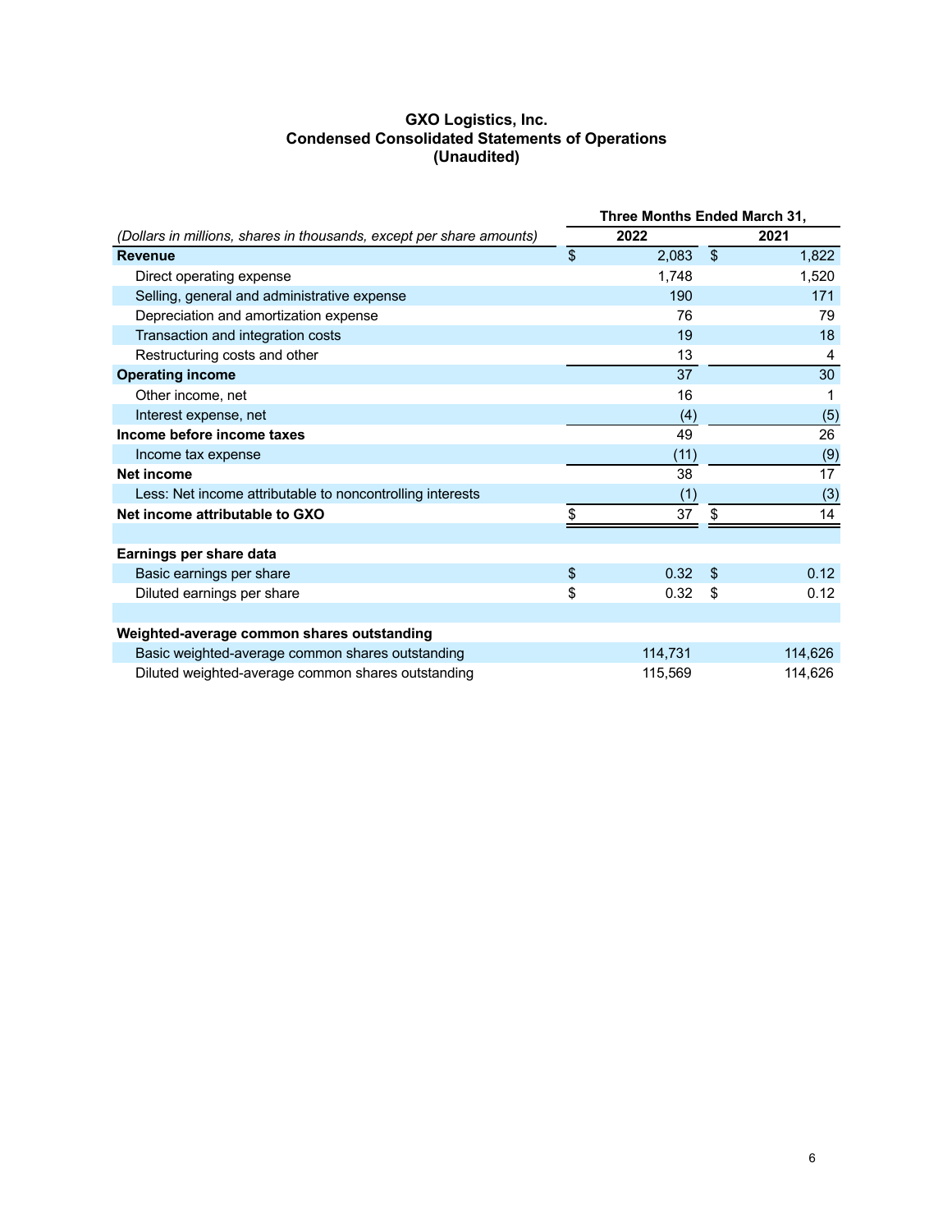# GXO Logistics, Inc.
## Condensed Consolidated Statements of Operations
### (Unaudited)

| | Three Months Ended March 31, | |
|---|---|---|
| *(Dollars in millions, shares in thousands, except per share amounts)* | 2022 | 2021 |
| **Revenue** | $ 2,083 | $ 1,822 |
| Direct operating expense | 1,748 | 1,520 |
| Selling, general and administrative expense | 190 | 171 |
| Depreciation and amortization expense | 76 | 79 |
| Transaction and integration costs | 19 | 18 |
| Restructuring costs and other | 13 | 4 |
| **Operating income** | 37 | 30 |
| Other income, net | 16 | 1 |
| Interest expense, net | (4) | (5) |
| **Income before income taxes** | 49 | 26 |
| Income tax expense | (11) | (9) |
| **Net income** | 38 | 17 |
| Less: Net income attributable to noncontrolling interests | (1) | (3) |
| **Net income attributable to GXO** | $ 37 | $ 14 |
| | | |
| **Earnings per share data** | | |
| Basic earnings per share | $ 0.32 | $ 0.12 |
| Diluted earnings per share | $ 0.32 | $ 0.12 |
| | | |
| **Weighted-average common shares outstanding** | | |
| Basic weighted-average common shares outstanding | 114,731 | 114,626 |
| Diluted weighted-average common shares outstanding | 115,569 | 114,626 |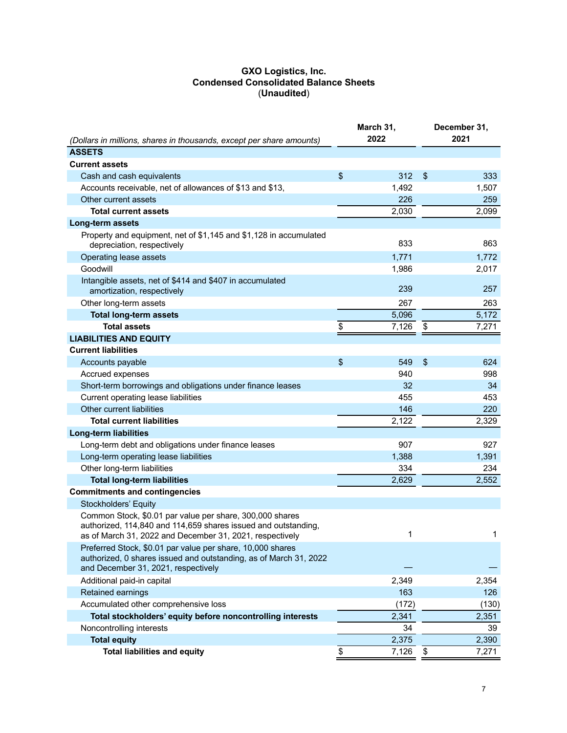# GXO Logistics, Inc.
## Condensed Consolidated Balance Sheets
### (Unaudited)

| *(Dollars in millions, shares in thousands, except per share amounts)* | March 31, 2022 | December 31, 2021 |
|---|---|---|
| **ASSETS** | | |
| **Current assets** | | |
| Cash and cash equivalents | $ 312 | $ 333 |
| Accounts receivable, net of allowances of $13 and $13, | 1,492 | 1,507 |
| Other current assets | 226 | 259 |
| **Total current assets** | 2,030 | 2,099 |
| **Long-term assets** | | |
| Property and equipment, net of $1,145 and $1,128 in accumulated depreciation, respectively | 833 | 863 |
| Operating lease assets | 1,771 | 1,772 |
| Goodwill | 1,986 | 2,017 |
| Intangible assets, net of $414 and $407 in accumulated amortization, respectively | 239 | 257 |
| Other long-term assets | 267 | 263 |
| **Total long-term assets** | 5,096 | 5,172 |
| **Total assets** | $ 7,126 | $ 7,271 |
| **LIABILITIES AND EQUITY** | | |
| **Current liabilities** | | |
| Accounts payable | $ 549 | $ 624 |
| Accrued expenses | 940 | 998 |
| Short-term borrowings and obligations under finance leases | 32 | 34 |
| Current operating lease liabilities | 455 | 453 |
| Other current liabilities | 146 | 220 |
| **Total current liabilities** | 2,122 | 2,329 |
| **Long-term liabilities** | | |
| Long-term debt and obligations under finance leases | 907 | 927 |
| Long-term operating lease liabilities | 1,388 | 1,391 |
| Other long-term liabilities | 334 | 234 |
| **Total long-term liabilities** | 2,629 | 2,552 |
| **Commitments and contingencies** | | |
| Stockholders' Equity | | |
| Common Stock, $0.01 par value per share, 300,000 shares authorized, 114,840 and 114,659 shares issued and outstanding, as of March 31, 2022 and December 31, 2021, respectively | 1 | 1 |
| Preferred Stock, $0.01 par value per share, 10,000 shares authorized, 0 shares issued and outstanding, as of March 31, 2022 and December 31, 2021, respectively | — | — |
| Additional paid-in capital | 2,349 | 2,354 |
| Retained earnings | 163 | 126 |
| Accumulated other comprehensive loss | (172) | (130) |
| **Total stockholders' equity before noncontrolling interests** | 2,341 | 2,351 |
| Noncontrolling interests | 34 | 39 |
| **Total equity** | 2,375 | 2,390 |
| **Total liabilities and equity** | $ 7,126 | $ 7,271 |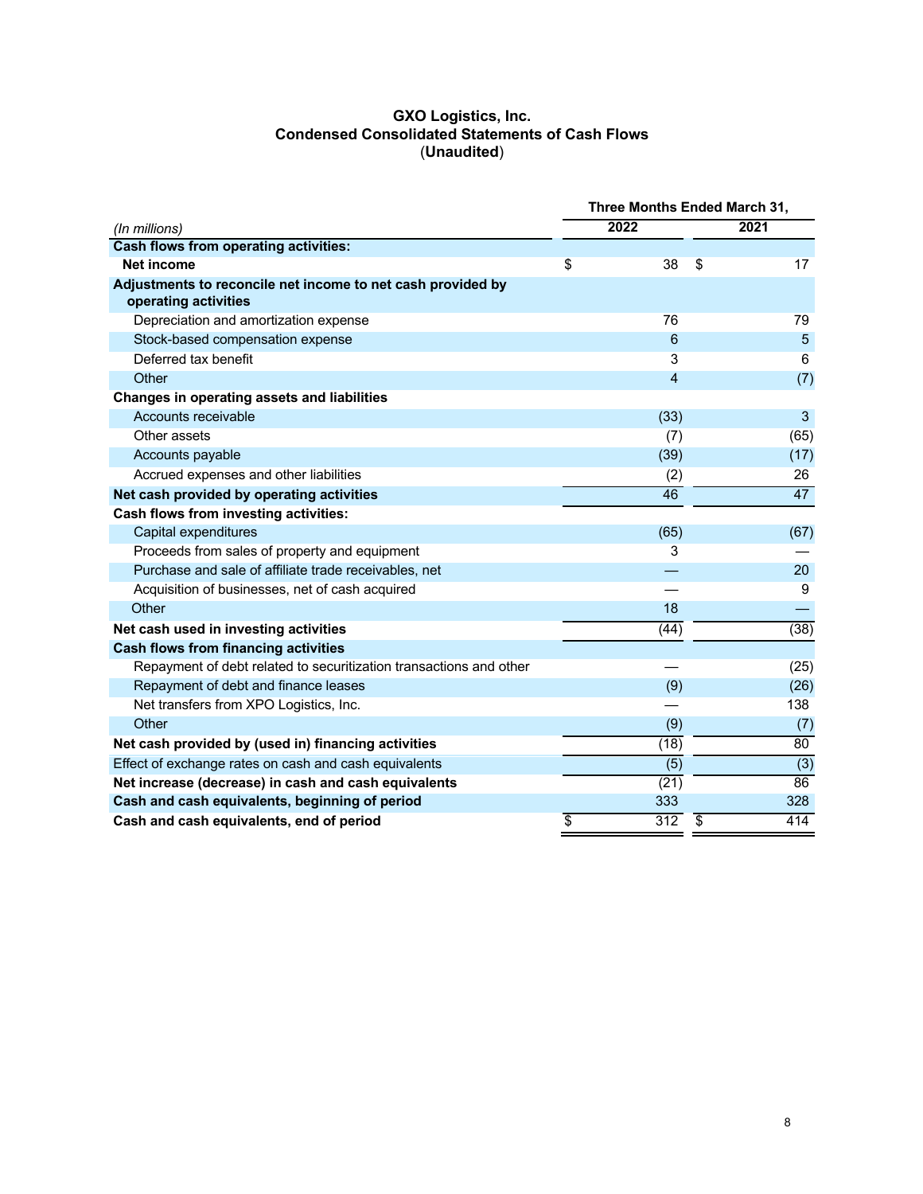**GXO Logistics, Inc.**
**Condensed Consolidated Statements of Cash Flows**
**(Unaudited)**

| *(In millions)* | Three Months Ended March 31, 2022 | Three Months Ended March 31, 2021 |
|---|---|---|
| **Cash flows from operating activities:** | | |
| **Net income** | $ 38 | $ 17 |
| **Adjustments to reconcile net income to net cash provided by operating activities** | | |
| Depreciation and amortization expense | 76 | 79 |
| Stock-based compensation expense | 6 | 5 |
| Deferred tax benefit | 3 | 6 |
| Other | 4 | (7) |
| **Changes in operating assets and liabilities** | | |
| Accounts receivable | (33) | 3 |
| Other assets | (7) | (65) |
| Accounts payable | (39) | (17) |
| Accrued expenses and other liabilities | (2) | 26 |
| **Net cash provided by operating activities** | 46 | 47 |
| **Cash flows from investing activities:** | | |
| Capital expenditures | (65) | (67) |
| Proceeds from sales of property and equipment | 3 | — |
| Purchase and sale of affiliate trade receivables, net | — | 20 |
| Acquisition of businesses, net of cash acquired | — | 9 |
| Other | 18 | — |
| **Net cash used in investing activities** | (44) | (38) |
| **Cash flows from financing activities** | | |
| Repayment of debt related to securitization transactions and other | — | (25) |
| Repayment of debt and finance leases | (9) | (26) |
| Net transfers from XPO Logistics, Inc. | — | 138 |
| Other | (9) | (7) |
| **Net cash provided by (used in) financing activities** | (18) | 80 |
| Effect of exchange rates on cash and cash equivalents | (5) | (3) |
| **Net increase (decrease) in cash and cash equivalents** | (21) | 86 |
| **Cash and cash equivalents, beginning of period** | 333 | 328 |
| **Cash and cash equivalents, end of period** | $ 312 | $ 414 |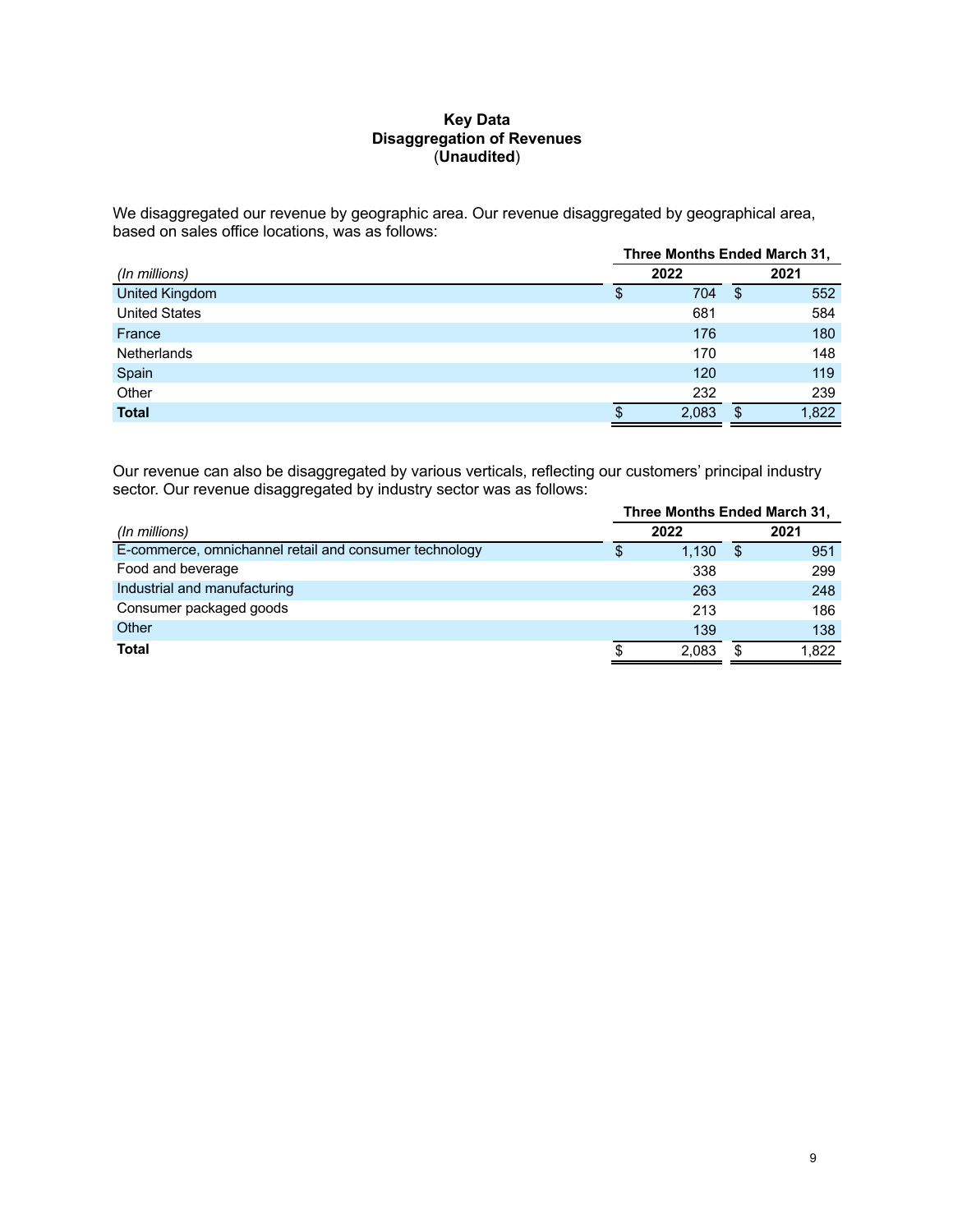# Key Data
## Disaggregation of Revenues
**(Unaudited)**

We disaggregated our revenue by geographic area. Our revenue disaggregated by geographical area, based on sales office locations, was as follows:

| *(In millions)* | Three Months Ended March 31, 2022 | Three Months Ended March 31, 2021 |
|---|---|---|
| United Kingdom | $ 704 | $ 552 |
| United States | 681 | 584 |
| France | 176 | 180 |
| Netherlands | 170 | 148 |
| Spain | 120 | 119 |
| Other | 232 | 239 |
| **Total** | $ 2,083 | $ 1,822 |

Our revenue can also be disaggregated by various verticals, reflecting our customers' principal industry sector. Our revenue disaggregated by industry sector was as follows:

| *(In millions)* | Three Months Ended March 31, 2022 | Three Months Ended March 31, 2021 |
|---|---|---|
| E-commerce, omnichannel retail and consumer technology | $ 1,130 | $ 951 |
| Food and beverage | 338 | 299 |
| Industrial and manufacturing | 263 | 248 |
| Consumer packaged goods | 213 | 186 |
| Other | 139 | 138 |
| **Total** | $ 2,083 | $ 1,822 |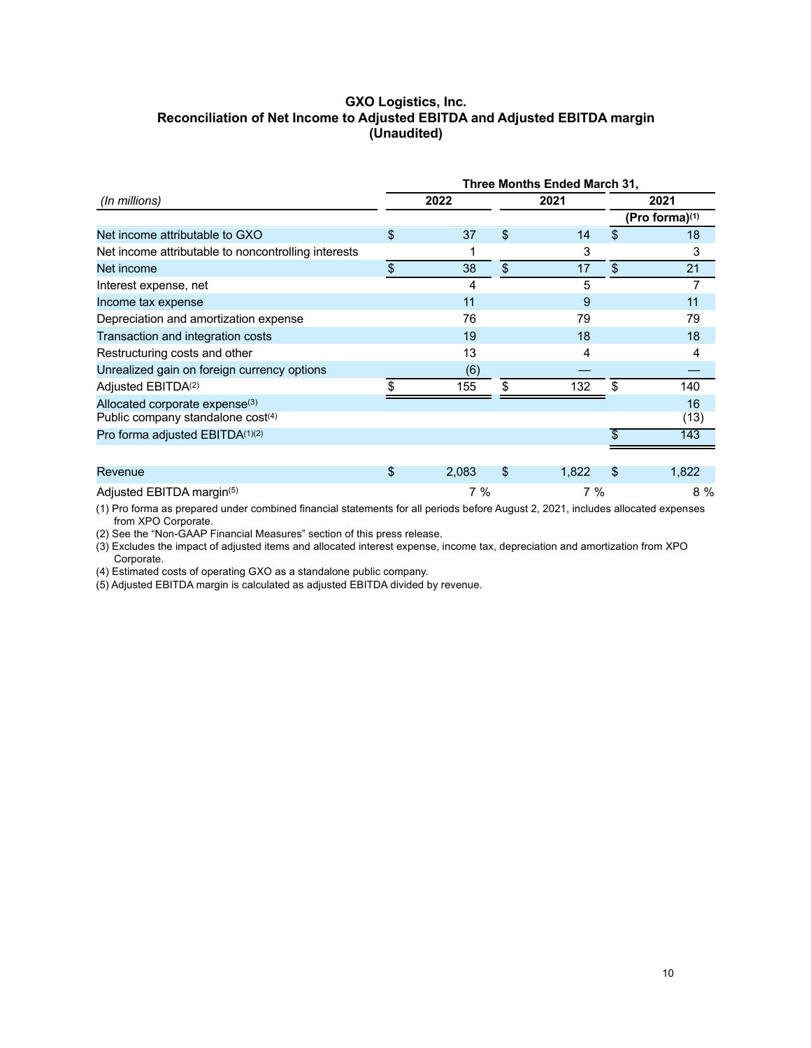# GXO Logistics, Inc.
## Reconciliation of Net Income to Adjusted EBITDA and Adjusted EBITDA margin
### (Unaudited)

| | Three Months Ended March 31, | | |
|---|---|---|---|
| *(In millions)* | 2022 | 2021 | 2021 (Pro forma)[1] |
| Net income attributable to GXO | $ 37 | $ 14 | $ 18 |
| Net income attributable to noncontrolling interests | 1 | 3 | 3 |
| Net income | $ 38 | $ 17 | $ 21 |
| Interest expense, net | 4 | 5 | 7 |
| Income tax expense | 11 | 9 | 11 |
| Depreciation and amortization expense | 76 | 79 | 79 |
| Transaction and integration costs | 19 | 18 | 18 |
| Restructuring costs and other | 13 | 4 | 4 |
| Unrealized gain on foreign currency options | (6) | — | — |
| Adjusted EBITDA[2] | $ 155 | $ 132 | $ 140 |
| Allocated corporate expense[3] | | | 16 |
| Public company standalone cost[4] | | | (13) |
| Pro forma adjusted EBITDA[1][2] | | | $ 143 |
| | | | |
| Revenue | $ 2,083 | $ 1,822 | $ 1,822 |
| Adjusted EBITDA margin[5] | 7 % | 7 % | 8 % |

(1) Pro forma as prepared under combined financial statements for all periods before August 2, 2021, includes allocated expenses from XPO Corporate.

(2) See the "Non-GAAP Financial Measures" section of this press release.

(3) Excludes the impact of adjusted items and allocated interest expense, income tax, depreciation and amortization from XPO Corporate.

(4) Estimated costs of operating GXO as a standalone public company.

(5) Adjusted EBITDA margin is calculated as adjusted EBITDA divided by revenue.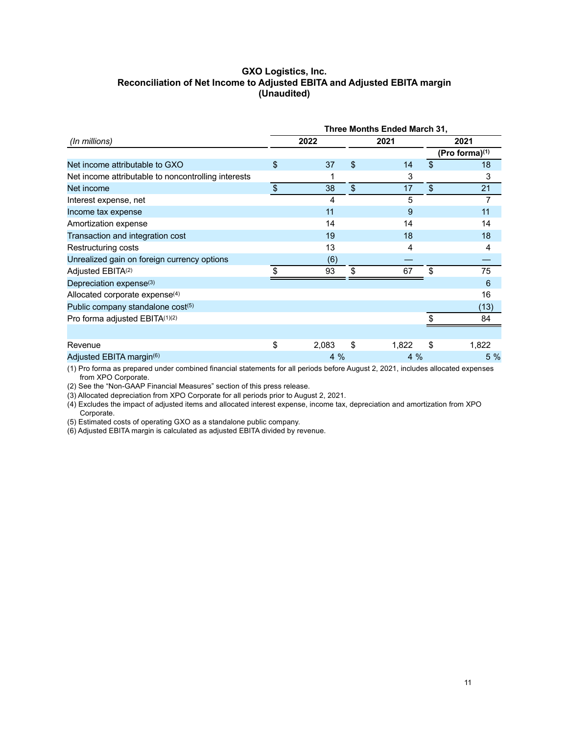**GXO Logistics, Inc.**
**Reconciliation of Net Income to Adjusted EBITA and Adjusted EBITA margin**
**(Unaudited)**

| | Three Months Ended March 31, | | |
|---|---|---|---|
| *(In millions)* | 2022 | 2021 | 2021 (Pro forma)(1) |
| Net income attributable to GXO | $ 37 | $ 14 | $ 18 |
| Net income attributable to noncontrolling interests | 1 | 3 | 3 |
| Net income | $ 38 | $ 17 | $ 21 |
| Interest expense, net | 4 | 5 | 7 |
| Income tax expense | 11 | 9 | 11 |
| Amortization expense | 14 | 14 | 14 |
| Transaction and integration cost | 19 | 18 | 18 |
| Restructuring costs | 13 | 4 | 4 |
| Unrealized gain on foreign currency options | (6) | — | — |
| Adjusted EBITA(2) | $ 93 | $ 67 | $ 75 |
| Depreciation expense(3) | | | 6 |
| Allocated corporate expense(4) | | | 16 |
| Public company standalone cost(5) | | | (13) |
| Pro forma adjusted EBITA(1)(2) | | | $ 84 |
| | | | |
| Revenue | $ 2,083 | $ 1,822 | $ 1,822 |
| Adjusted EBITA margin(6) | 4 % | 4 % | 5 % |

(1) Pro forma as prepared under combined financial statements for all periods before August 2, 2021, includes allocated expenses from XPO Corporate.

(2) See the "Non-GAAP Financial Measures" section of this press release.

(3) Allocated depreciation from XPO Corporate for all periods prior to August 2, 2021.

(4) Excludes the impact of adjusted items and allocated interest expense, income tax, depreciation and amortization from XPO Corporate.

(5) Estimated costs of operating GXO as a standalone public company.

(6) Adjusted EBITA margin is calculated as adjusted EBITA divided by revenue.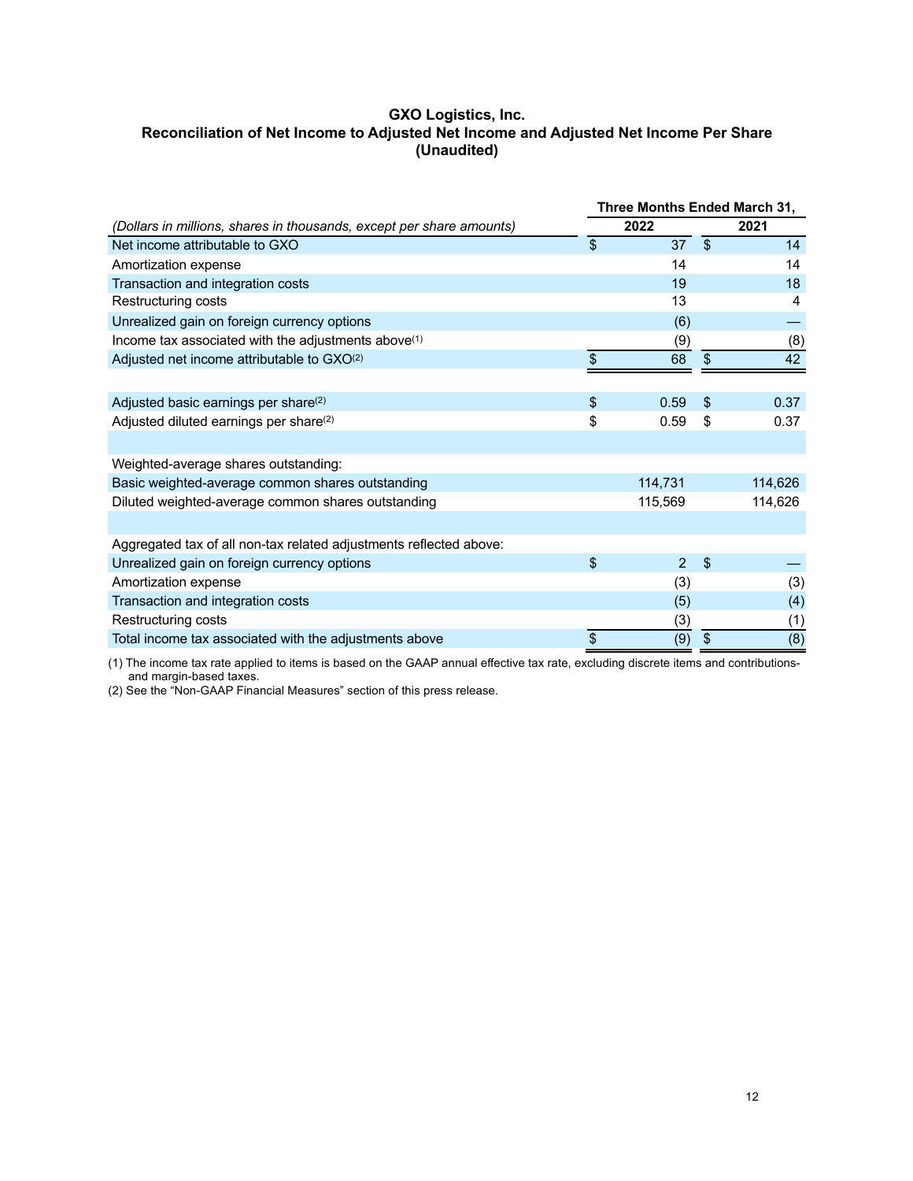**GXO Logistics, Inc.**
**Reconciliation of Net Income to Adjusted Net Income and Adjusted Net Income Per Share**
**(Unaudited)**

| *(Dollars in millions, shares in thousands, except per share amounts)* | Three Months Ended March 31, 2022 | Three Months Ended March 31, 2021 |
|---|---|---|
| Net income attributable to GXO | $ 37 | $ 14 |
| Amortization expense | 14 | 14 |
| Transaction and integration costs | 19 | 18 |
| Restructuring costs | 13 | 4 |
| Unrealized gain on foreign currency options | (6) | — |
| Income tax associated with the adjustments above[1] | (9) | (8) |
| Adjusted net income attributable to GXO[2] | $ 68 | $ 42 |
| | | |
| Adjusted basic earnings per share[2] | $ 0.59 | $ 0.37 |
| Adjusted diluted earnings per share[2] | $ 0.59 | $ 0.37 |
| | | |
| Weighted-average shares outstanding: | | |
| Basic weighted-average common shares outstanding | 114,731 | 114,626 |
| Diluted weighted-average common shares outstanding | 115,569 | 114,626 |
| | | |
| Aggregated tax of all non-tax related adjustments reflected above: | | |
| Unrealized gain on foreign currency options | $ 2 | $ — |
| Amortization expense | (3) | (3) |
| Transaction and integration costs | (5) | (4) |
| Restructuring costs | (3) | (1) |
| Total income tax associated with the adjustments above | $ (9) | $ (8) |

(1) The income tax rate applied to items is based on the GAAP annual effective tax rate, excluding discrete items and contributions- and margin-based taxes.
(2) See the "Non-GAAP Financial Measures" section of this press release.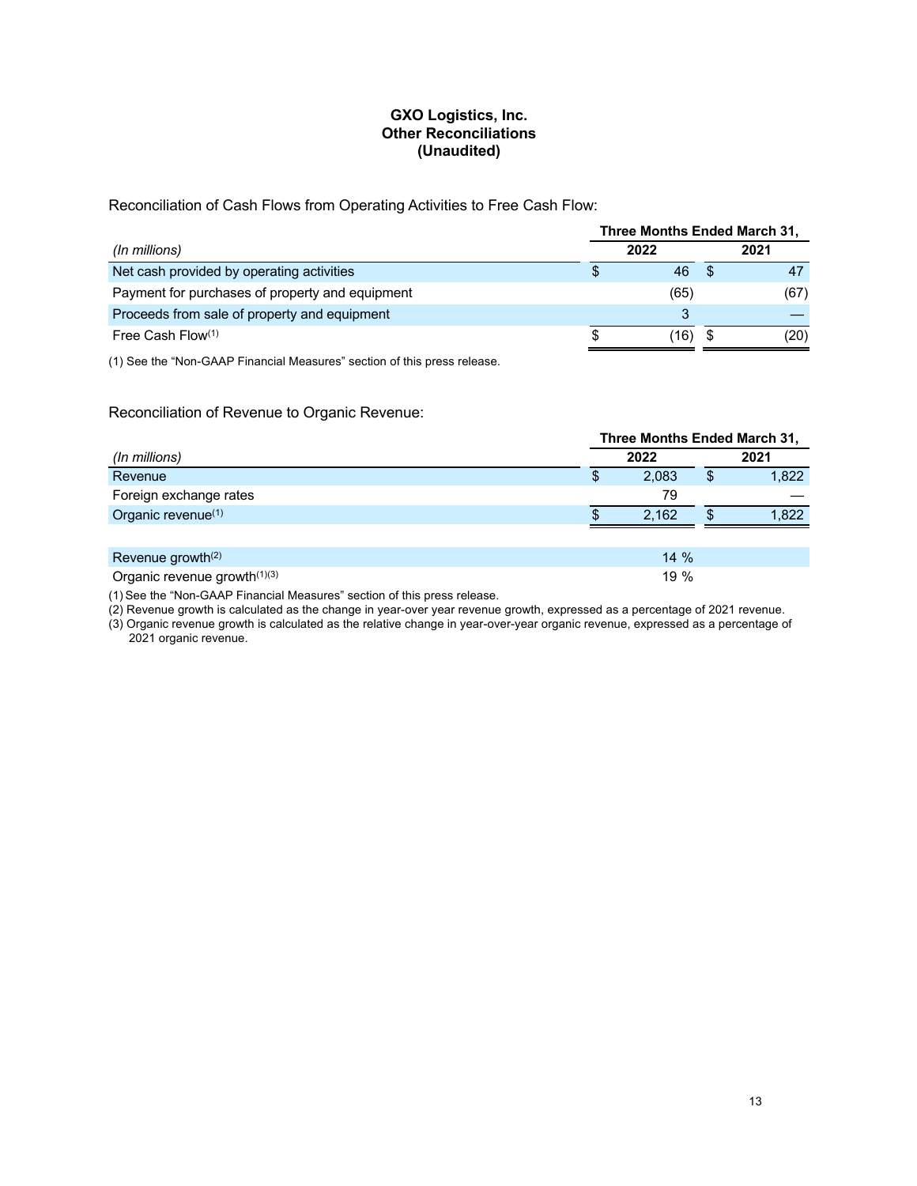# GXO Logistics, Inc.
## Other Reconciliations
## (Unaudited)

Reconciliation of Cash Flows from Operating Activities to Free Cash Flow:

| | Three Months Ended March 31, | |
|---|---|---|
| *(In millions)* | 2022 | 2021 |
| Net cash provided by operating activities | $ 46 | $ 47 |
| Payment for purchases of property and equipment | (65) | (67) |
| Proceeds from sale of property and equipment | 3 | — |
| Free Cash Flow[(1)] | $ (16) | $ (20) |

(1) See the "Non-GAAP Financial Measures" section of this press release.

Reconciliation of Revenue to Organic Revenue:

| | Three Months Ended March 31, | |
|---|---|---|
| *(In millions)* | 2022 | 2021 |
| Revenue | $ 2,083 | $ 1,822 |
| Foreign exchange rates | 79 | — |
| Organic revenue[(1)] | $ 2,162 | $ 1,822 |
| | | |
| Revenue growth[(2)] | 14 % | |
| Organic revenue growth[(1)(3)] | 19 % | |

(1) See the "Non-GAAP Financial Measures" section of this press release.

(2) Revenue growth is calculated as the change in year-over year revenue growth, expressed as a percentage of 2021 revenue.

(3) Organic revenue growth is calculated as the relative change in year-over-year organic revenue, expressed as a percentage of 2021 organic revenue.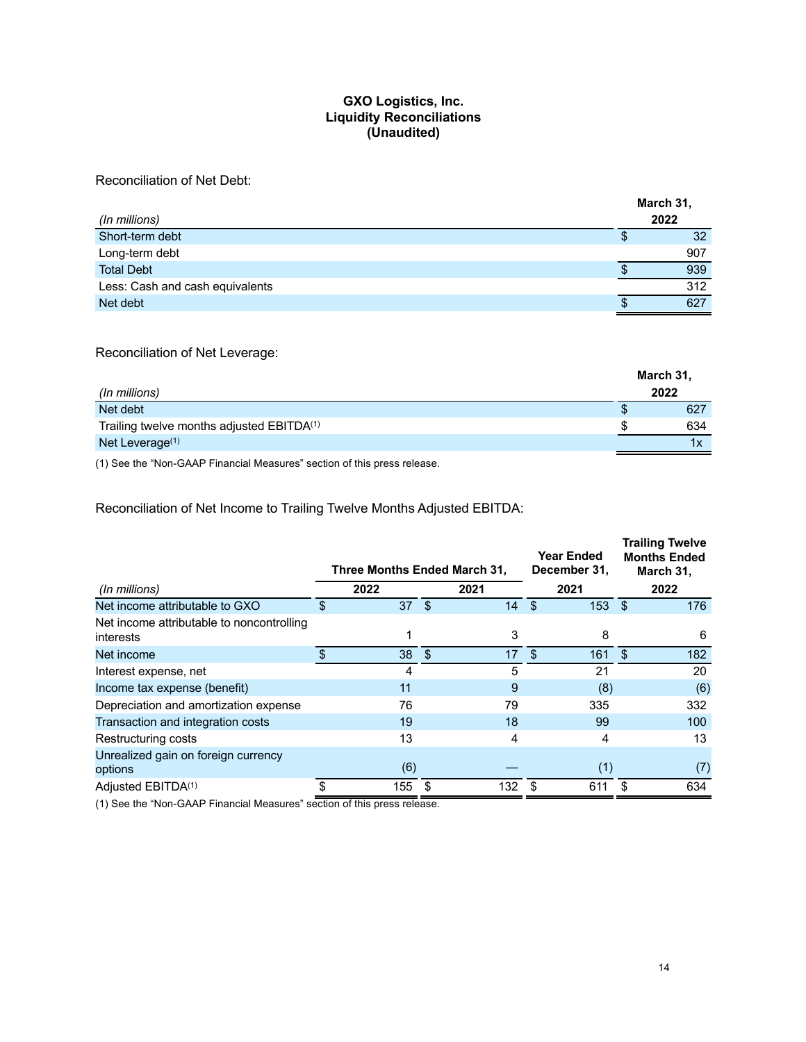# GXO Logistics, Inc.
## Liquidity Reconciliations
## (Unaudited)

Reconciliation of Net Debt:

| *(In millions)* | March 31, 2022 |
|---|---|
| Short-term debt | $ 32 |
| Long-term debt | 907 |
| Total Debt | $ 939 |
| Less: Cash and cash equivalents | 312 |
| Net debt | $ 627 |

Reconciliation of Net Leverage:

| *(In millions)* | March 31, 2022 |
|---|---|
| Net debt | $ 627 |
| Trailing twelve months adjusted EBITDA[1] | $ 634 |
| Net Leverage[1] | 1x |

(1) See the "Non-GAAP Financial Measures" section of this press release.

Reconciliation of Net Income to Trailing Twelve Months Adjusted EBITDA:

| | Three Months Ended March 31, | | Year Ended December 31, | Trailing Twelve Months Ended March 31, |
|---|---|---|---|---|
| *(In millions)* | 2022 | 2021 | 2021 | 2022 |
| Net income attributable to GXO | $ 37 | $ 14 | $ 153 | $ 176 |
| Net income attributable to noncontrolling interests | 1 | 3 | 8 | 6 |
| Net income | $ 38 | $ 17 | $ 161 | $ 182 |
| Interest expense, net | 4 | 5 | 21 | 20 |
| Income tax expense (benefit) | 11 | 9 | (8) | (6) |
| Depreciation and amortization expense | 76 | 79 | 335 | 332 |
| Transaction and integration costs | 19 | 18 | 99 | 100 |
| Restructuring costs | 13 | 4 | 4 | 13 |
| Unrealized gain on foreign currency options | (6) | — | (1) | (7) |
| Adjusted EBITDA[1] | $ 155 | $ 132 | $ 611 | $ 634 |

(1) See the "Non-GAAP Financial Measures" section of this press release.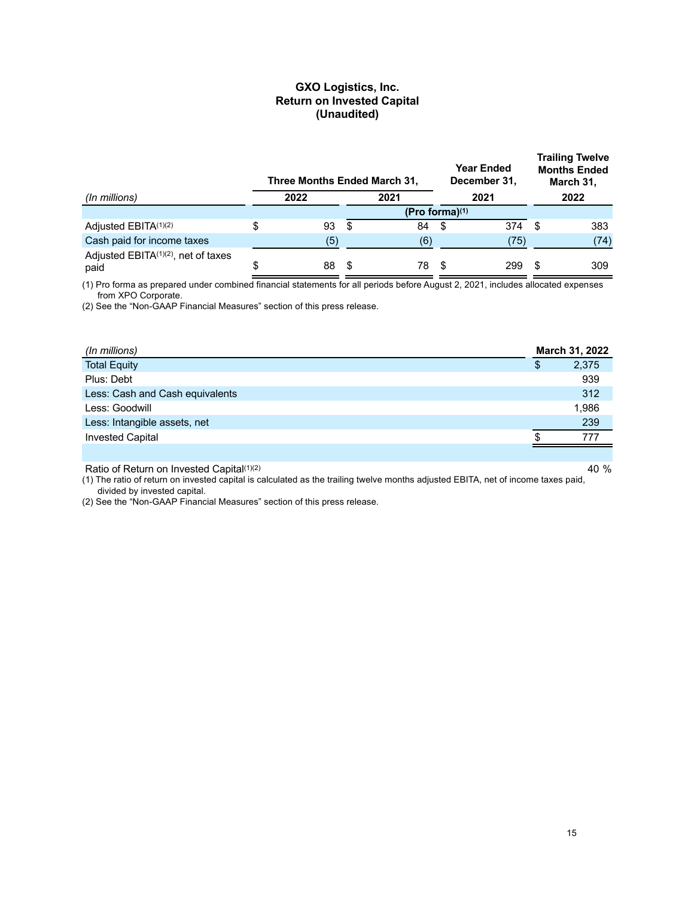# GXO Logistics, Inc.
## Return on Invested Capital
## (Unaudited)

| (In millions) | Three Months Ended March 31, 2022 | Three Months Ended March 31, 2021 | Year Ended December 31, 2021 | Trailing Twelve Months Ended March 31, 2022 |
|---|---|---|---|---|
| | | (Pro forma)[1] | | |
| Adjusted EBITA[1][2] | $ 93 | $ 84 | $ 374 | $ 383 |
| Cash paid for income taxes | (5) | (6) | (75) | (74) |
| Adjusted EBITA[1][2], net of taxes paid | $ 88 | $ 78 | $ 299 | $ 309 |

(1) Pro forma as prepared under combined financial statements for all periods before August 2, 2021, includes allocated expenses from XPO Corporate.

(2) See the "Non-GAAP Financial Measures" section of this press release.

| (In millions) | March 31, 2022 |
|---|---|
| Total Equity | $ 2,375 |
| Plus: Debt | 939 |
| Less: Cash and Cash equivalents | 312 |
| Less: Goodwill | 1,986 |
| Less: Intangible assets, net | 239 |
| Invested Capital | $ 777 |
| | |
| Ratio of Return on Invested Capital[1][2] | 40 % |

(1) The ratio of return on invested capital is calculated as the trailing twelve months adjusted EBITA, net of income taxes paid, divided by invested capital.

(2) See the "Non-GAAP Financial Measures" section of this press release.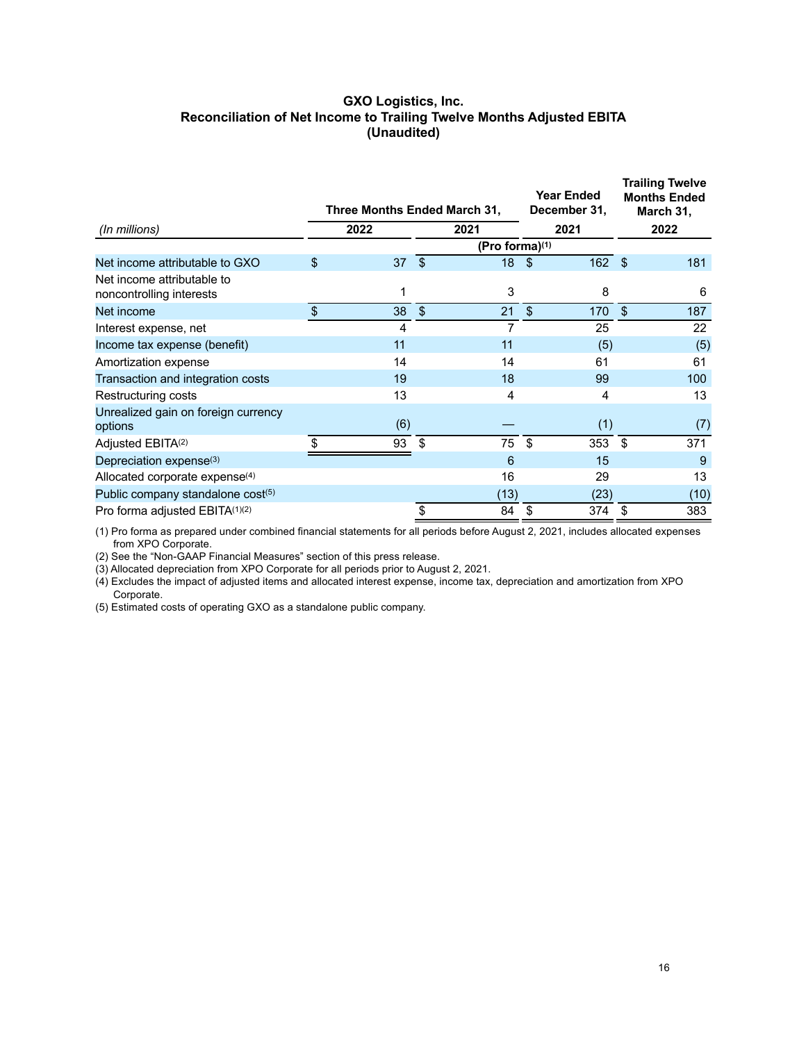**GXO Logistics, Inc.**
**Reconciliation of Net Income to Trailing Twelve Months Adjusted EBITA**
**(Unaudited)**

| (In millions) | Three Months Ended March 31, 2022 | Three Months Ended March 31, 2021 (Pro forma)[1] | Year Ended December 31, 2021 (Pro forma)[1] | Trailing Twelve Months Ended March 31, 2022 |
|---|---|---|---|---|
| Net income attributable to GXO | $ 37 | $ 18 | $ 162 | $ 181 |
| Net income attributable to noncontrolling interests | 1 | 3 | 8 | 6 |
| Net income | $ 38 | $ 21 | $ 170 | $ 187 |
| Interest expense, net | 4 | 7 | 25 | 22 |
| Income tax expense (benefit) | 11 | 11 | (5) | (5) |
| Amortization expense | 14 | 14 | 61 | 61 |
| Transaction and integration costs | 19 | 18 | 99 | 100 |
| Restructuring costs | 13 | 4 | 4 | 13 |
| Unrealized gain on foreign currency options | (6) | — | (1) | (7) |
| Adjusted EBITA[2] | $ 93 | $ 75 | $ 353 | $ 371 |
| Depreciation expense[3] | | 6 | 15 | 9 |
| Allocated corporate expense[4] | | 16 | 29 | 13 |
| Public company standalone cost[5] | | (13) | (23) | (10) |
| Pro forma adjusted EBITA[1][2] | | $ 84 | $ 374 | $ 383 |

(1) Pro forma as prepared under combined financial statements for all periods before August 2, 2021, includes allocated expenses from XPO Corporate.

(2) See the "Non-GAAP Financial Measures" section of this press release.

(3) Allocated depreciation from XPO Corporate for all periods prior to August 2, 2021.

(4) Excludes the impact of adjusted items and allocated interest expense, income tax, depreciation and amortization from XPO Corporate.

(5) Estimated costs of operating GXO as a standalone public company.